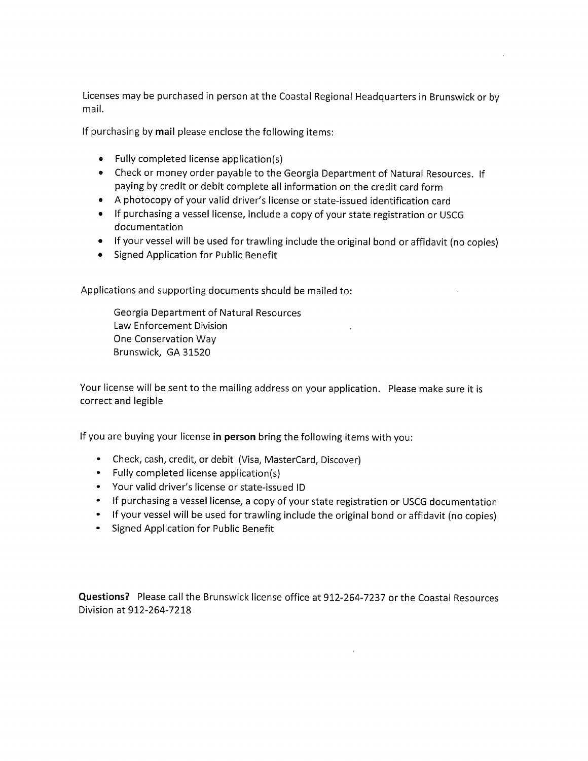Licenses may be purchased in person at the Coastal Regional Headquarters in Brunswick or by mail.

If purchasing by **mail** please enclose the following items:

- Fully completed license application(s)
- Check or money order payable to the Georgia Department of Natural Resources. If paying by credit or debit complete all information on the credit card form
- A photocopy of your valid driver's license or state-issued identification card
- If purchasing a vessel license, include a copy of your state registration or USCG documentation
- If your vessel will be used for trawling include the original bond or affidavit (no copies)
- Signed Application for Public Benefit

Applications and supporting documents should be mailed to:

Georgia Department of Natural Resources
Law Enforcement Division
One Conservation Way
Brunswick, GA 31520

Your license will be sent to the mailing address on your application. Please make sure it is correct and legible

If you are buying your license **in person** bring the following items with you:

- Check, cash, credit, or debit (Visa, MasterCard, Discover)
- Fully completed license application(s)
- Your valid driver's license or state-issued ID
- If purchasing a vessel license, a copy of your state registration or USCG documentation
- If your vessel will be used for trawling include the original bond or affidavit (no copies)
- Signed Application for Public Benefit

**Questions?** Please call the Brunswick license office at 912-264-7237 or the Coastal Resources Division at 912-264-7218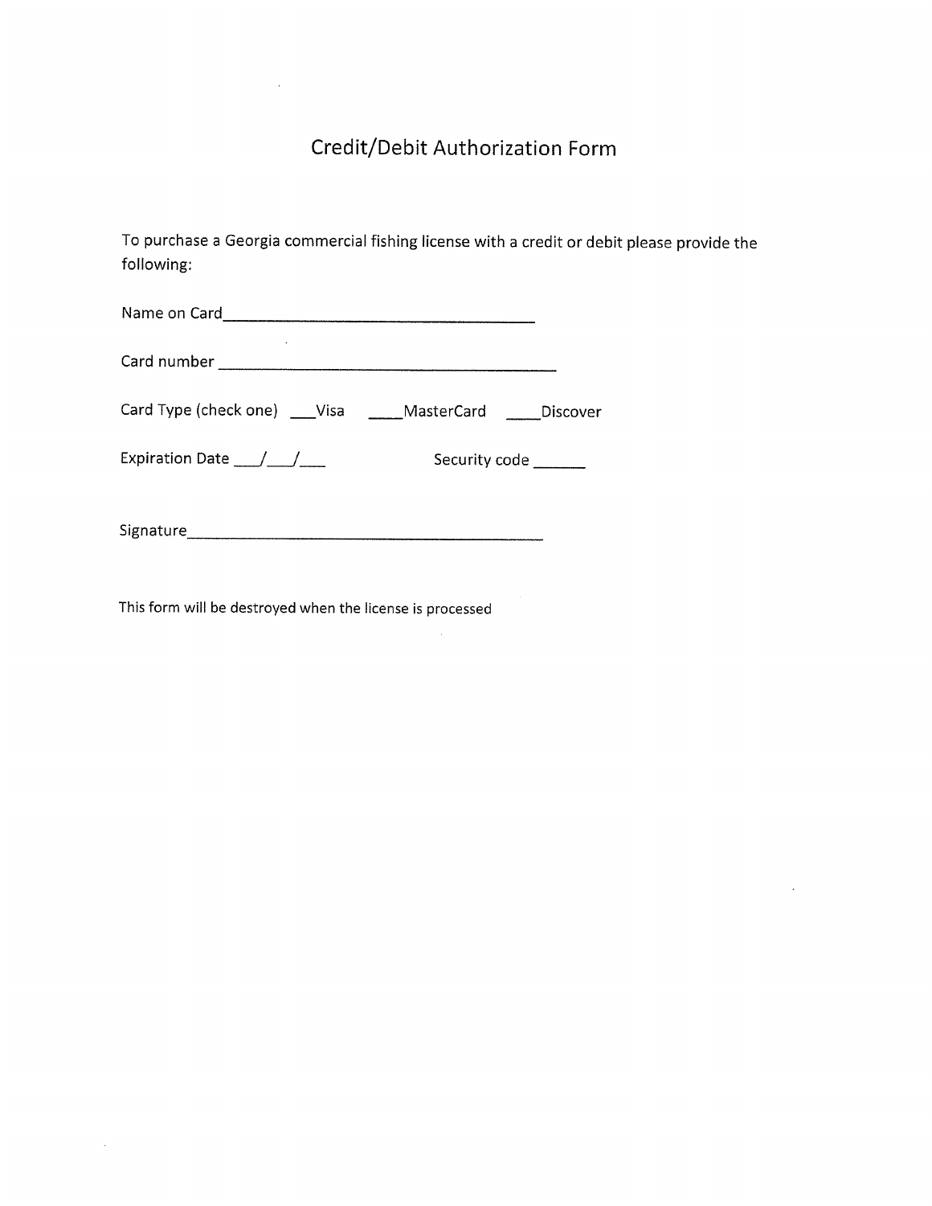# Credit/Debit Authorization Form

To purchase a Georgia commercial fishing license with a credit or debit please provide the following:

Name on Card________________________________

Card number ________________________________

Card Type (check one) ___Visa ____MasterCard ____Discover

Expiration Date ___/___/___ Security code ______

Signature________________________________

This form will be destroyed when the license is processed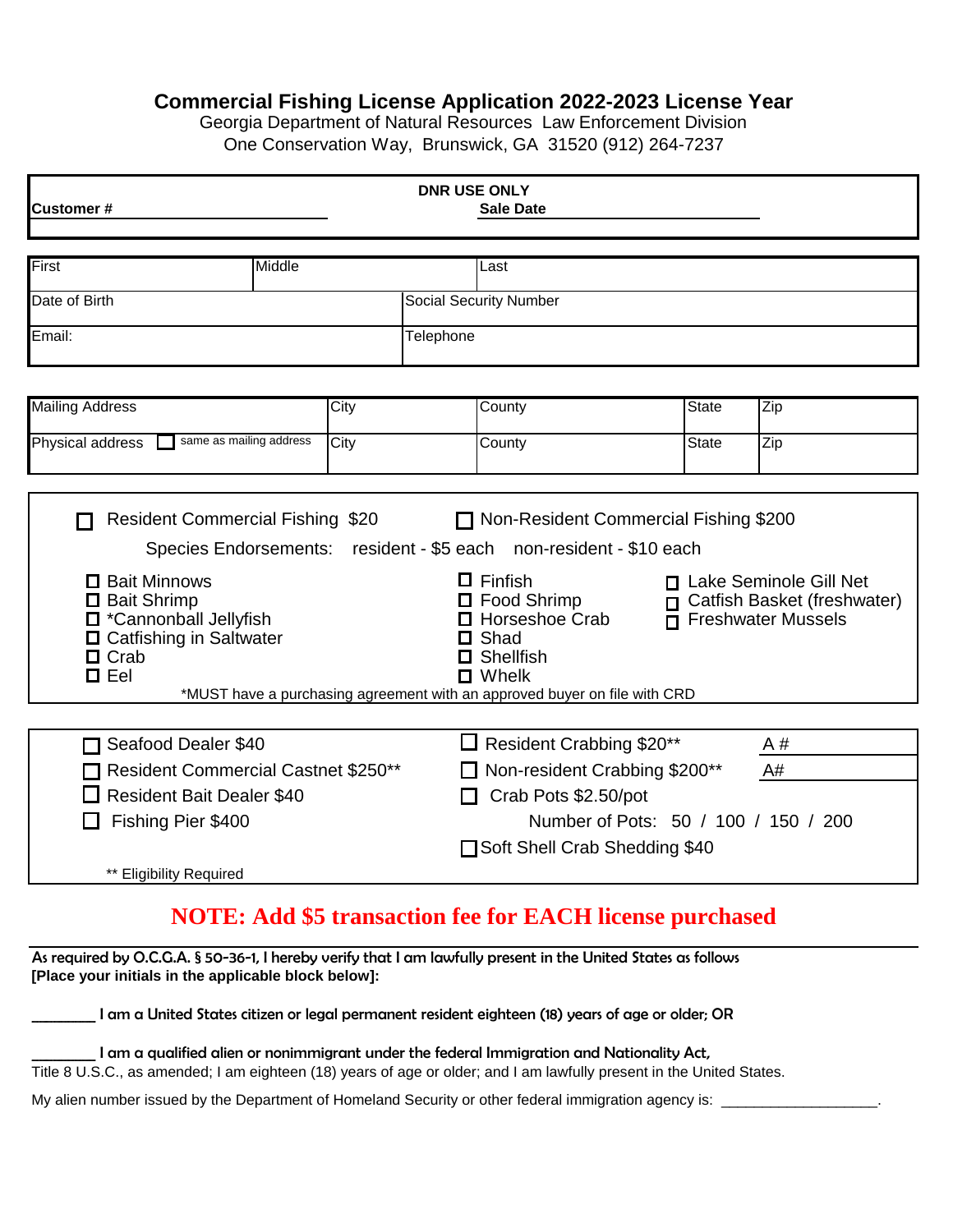# Commercial Fishing License Application 2022-2023 License Year

Georgia Department of Natural Resources Law Enforcement Division

One Conservation Way, Brunswick, GA 31520 (912) 264-7237

| Customer # | DNR USE ONLY Sale Date |
|---|---|

| First | Middle | Last |
|---|---|---|
| Date of Birth | Social Security Number | |
| Email: | Telephone | |

| Mailing Address | City | County | State | Zip |
|---|---|---|---|---|
| Physical address ☐ same as mailing address | City | County | State | Zip |

☐ Resident Commercial Fishing $20 ☐ Non-Resident Commercial Fishing $200

Species Endorsements: resident - $5 each non-resident - $10 each

- ☐ Bait Minnows
- ☐ Bait Shrimp
- ☐ *Cannonball Jellyfish
- ☐ Catfishing in Saltwater
- ☐ Crab
- ☐ Eel
- ☐ Finfish
- ☐ Food Shrimp
- ☐ Horseshoe Crab
- ☐ Shad
- ☐ Shellfish
- ☐ Whelk
- ☐ Lake Seminole Gill Net
- ☐ Catfish Basket (freshwater)
- ☐ Freshwater Mussels

*MUST have a purchasing agreement with an approved buyer on file with CRD

- ☐ Seafood Dealer $40
- ☐ Resident Commercial Castnet $250**
- ☐ Resident Bait Dealer $40
- ☐ Fishing Pier $400
- ☐ Resident Crabbing $20** A # ____
- ☐ Non-resident Crabbing $200** A# ____
- ☐ Crab Pots $2.50/pot
  Number of Pots: 50 / 100 / 150 / 200
- ☐ Soft Shell Crab Shedding $40

** Eligibility Required

**NOTE: Add $5 transaction fee for EACH license purchased**

As required by O.C.G.A. § 50-36-1, I hereby verify that I am lawfully present in the United States as follows **[Place your initials in the applicable block below]:**

________ I am a United States citizen or legal permanent resident eighteen (18) years of age or older; OR

________ I am a qualified alien or nonimmigrant under the federal Immigration and Nationality Act, Title 8 U.S.C., as amended; I am eighteen (18) years of age or older; and I am lawfully present in the United States.

My alien number issued by the Department of Homeland Security or other federal immigration agency is: ___________________.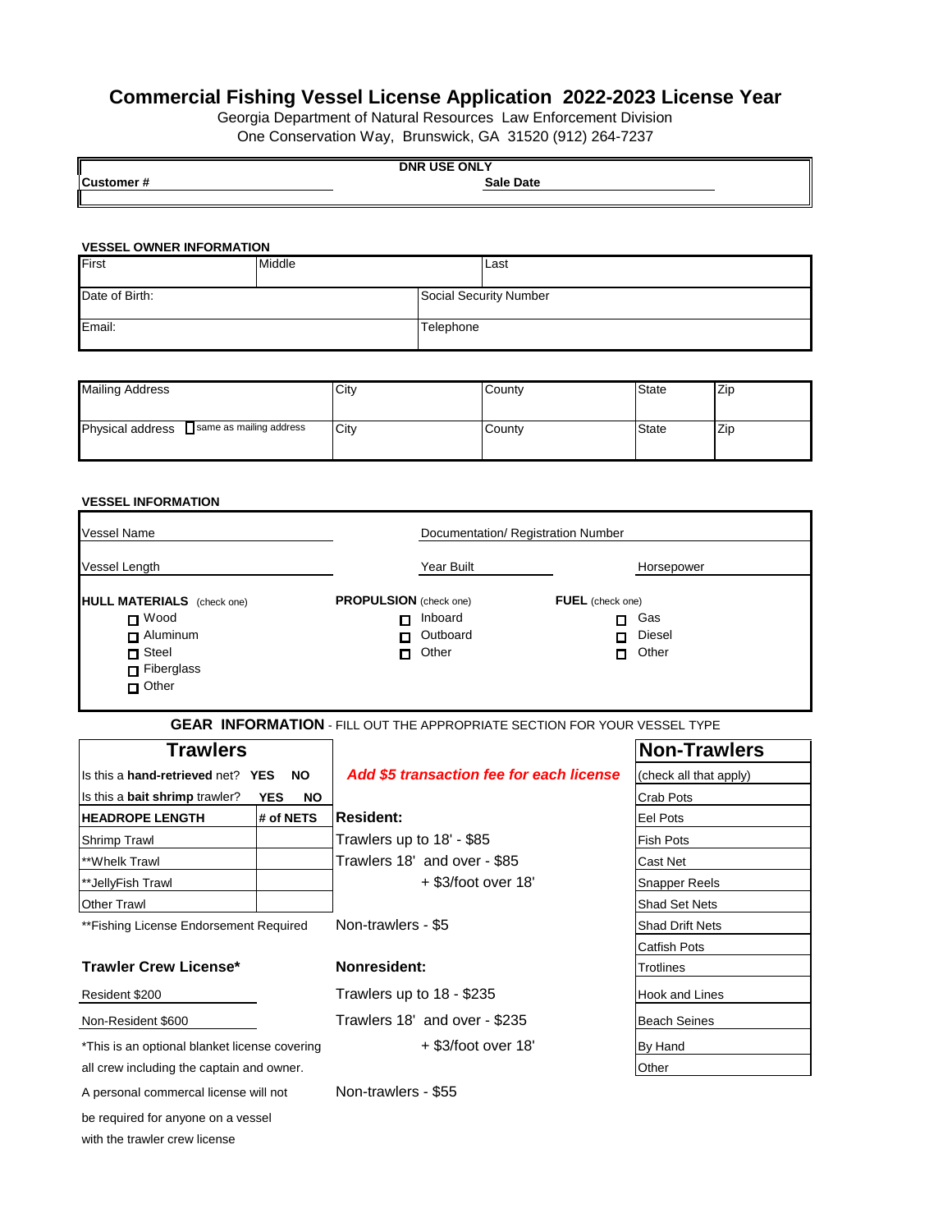# Commercial Fishing Vessel License Application 2022-2023 License Year

Georgia Department of Natural Resources Law Enforcement Division
One Conservation Way, Brunswick, GA 31520 (912) 264-7237

| | |
|---|---|
| **DNR USE ONLY** | |
| **Customer #** | **Sale Date** |

**VESSEL OWNER INFORMATION**

| | | |
|---|---|---|
| First | Middle | Last |
| Date of Birth: | Social Security Number | |
| Email: | Telephone | |

| | | | | |
|---|---|---|---|---|
| Mailing Address | City | County | State | Zip |
| Physical address ☐ same as mailing address | City | County | State | Zip |

**VESSEL INFORMATION**

| | | |
|---|---|---|
| Vessel Name | Documentation/ Registration Number | |
| Vessel Length | Year Built | Horsepower |

**HULL MATERIALS** (check one)
- ☐ Wood
- ☐ Aluminum
- ☐ Steel
- ☐ Fiberglass
- ☐ Other

**PROPULSION** (check one)
- ☐ Inboard
- ☐ Outboard
- ☐ Other

**FUEL** (check one)
- ☐ Gas
- ☐ Diesel
- ☐ Other

**GEAR INFORMATION** - FILL OUT THE APPROPRIATE SECTION FOR YOUR VESSEL TYPE

## Trawlers

| | |
|---|---|
| Is this a **hand-retrieved** net? **YES NO** | |
| Is this a **bait shrimp** trawler? **YES NO** | |
| **HEADROPE LENGTH** | **# of NETS** |
| Shrimp Trawl | |
| **Whelk Trawl | |
| **JellyFish Trawl | |
| Other Trawl | |

**Fishing License Endorsement Required

**Trawler Crew License***

Resident $200

Non-Resident $600

*This is an optional blanket license covering all crew including the captain and owner.

A personal commercal license will not be required for anyone on a vessel with the trawler crew license

***Add $5 transaction fee for each license***

**Resident:**

Trawlers up to 18' - $85

Trawlers 18' and over - $85
+ $3/foot over 18'

Non-trawlers - $5

**Nonresident:**

Trawlers up to 18 - $235

Trawlers 18' and over - $235
+ $3/foot over 18'

Non-trawlers - $55

## Non-Trawlers

| (check all that apply) |
|---|
| Crab Pots |
| Eel Pots |
| Fish Pots |
| Cast Net |
| Snapper Reels |
| Shad Set Nets |
| Shad Drift Nets |
| Catfish Pots |
| Trotlines |
| Hook and Lines |
| Beach Seines |
| By Hand |
| Other |